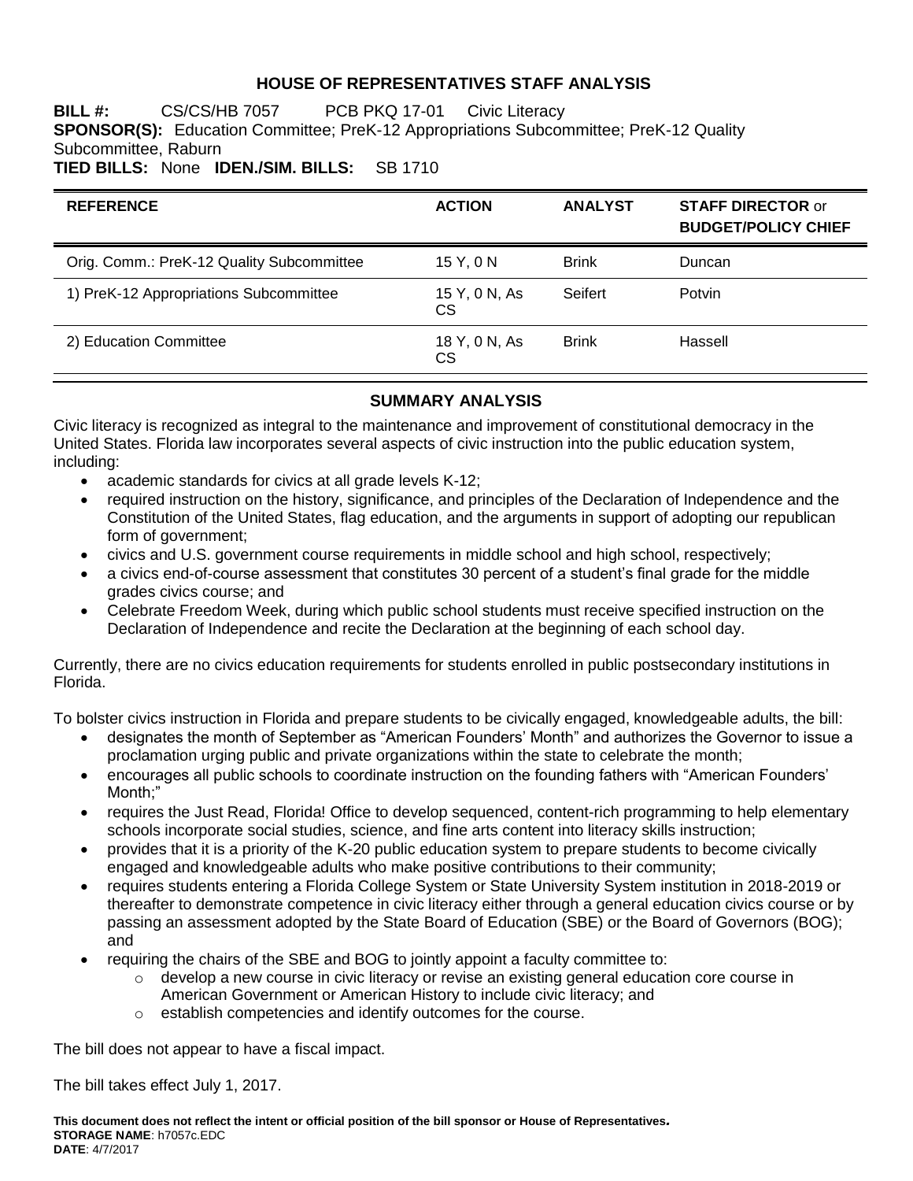# HOUSE OF REPRESENTATIVES STAFF ANALYSIS

**BILL #:** CS/CS/HB 7057 PCB PKQ 17-01 Civic Literacy

**SPONSOR(S):** Education Committee; PreK-12 Appropriations Subcommittee; PreK-12 Quality Subcommittee, Raburn

**TIED BILLS:** None **IDEN./SIM. BILLS:** SB 1710

| REFERENCE | ACTION | ANALYST | STAFF DIRECTOR or BUDGET/POLICY CHIEF |
|---|---|---|---|
| Orig. Comm.: PreK-12 Quality Subcommittee | 15 Y, 0 N | Brink | Duncan |
| 1) PreK-12 Appropriations Subcommittee | 15 Y, 0 N, As CS | Seifert | Potvin |
| 2) Education Committee | 18 Y, 0 N, As CS | Brink | Hassell |

## SUMMARY ANALYSIS

Civic literacy is recognized as integral to the maintenance and improvement of constitutional democracy in the United States. Florida law incorporates several aspects of civic instruction into the public education system, including:

- academic standards for civics at all grade levels K-12;
- required instruction on the history, significance, and principles of the Declaration of Independence and the Constitution of the United States, flag education, and the arguments in support of adopting our republican form of government;
- civics and U.S. government course requirements in middle school and high school, respectively;
- a civics end-of-course assessment that constitutes 30 percent of a student's final grade for the middle grades civics course; and
- Celebrate Freedom Week, during which public school students must receive specified instruction on the Declaration of Independence and recite the Declaration at the beginning of each school day.

Currently, there are no civics education requirements for students enrolled in public postsecondary institutions in Florida.

To bolster civics instruction in Florida and prepare students to be civically engaged, knowledgeable adults, the bill:

- designates the month of September as "American Founders' Month" and authorizes the Governor to issue a proclamation urging public and private organizations within the state to celebrate the month;
- encourages all public schools to coordinate instruction on the founding fathers with "American Founders' Month;"
- requires the Just Read, Florida! Office to develop sequenced, content-rich programming to help elementary schools incorporate social studies, science, and fine arts content into literacy skills instruction;
- provides that it is a priority of the K-20 public education system to prepare students to become civically engaged and knowledgeable adults who make positive contributions to their community;
- requires students entering a Florida College System or State University System institution in 2018-2019 or thereafter to demonstrate competence in civic literacy either through a general education civics course or by passing an assessment adopted by the State Board of Education (SBE) or the Board of Governors (BOG); and
- requiring the chairs of the SBE and BOG to jointly appoint a faculty committee to:
  - develop a new course in civic literacy or revise an existing general education core course in American Government or American History to include civic literacy; and
  - establish competencies and identify outcomes for the course.

The bill does not appear to have a fiscal impact.

The bill takes effect July 1, 2017.

**This document does not reflect the intent or official position of the bill sponsor or House of Representatives.**

**STORAGE NAME**: h7057c.EDC

**DATE**: 4/7/2017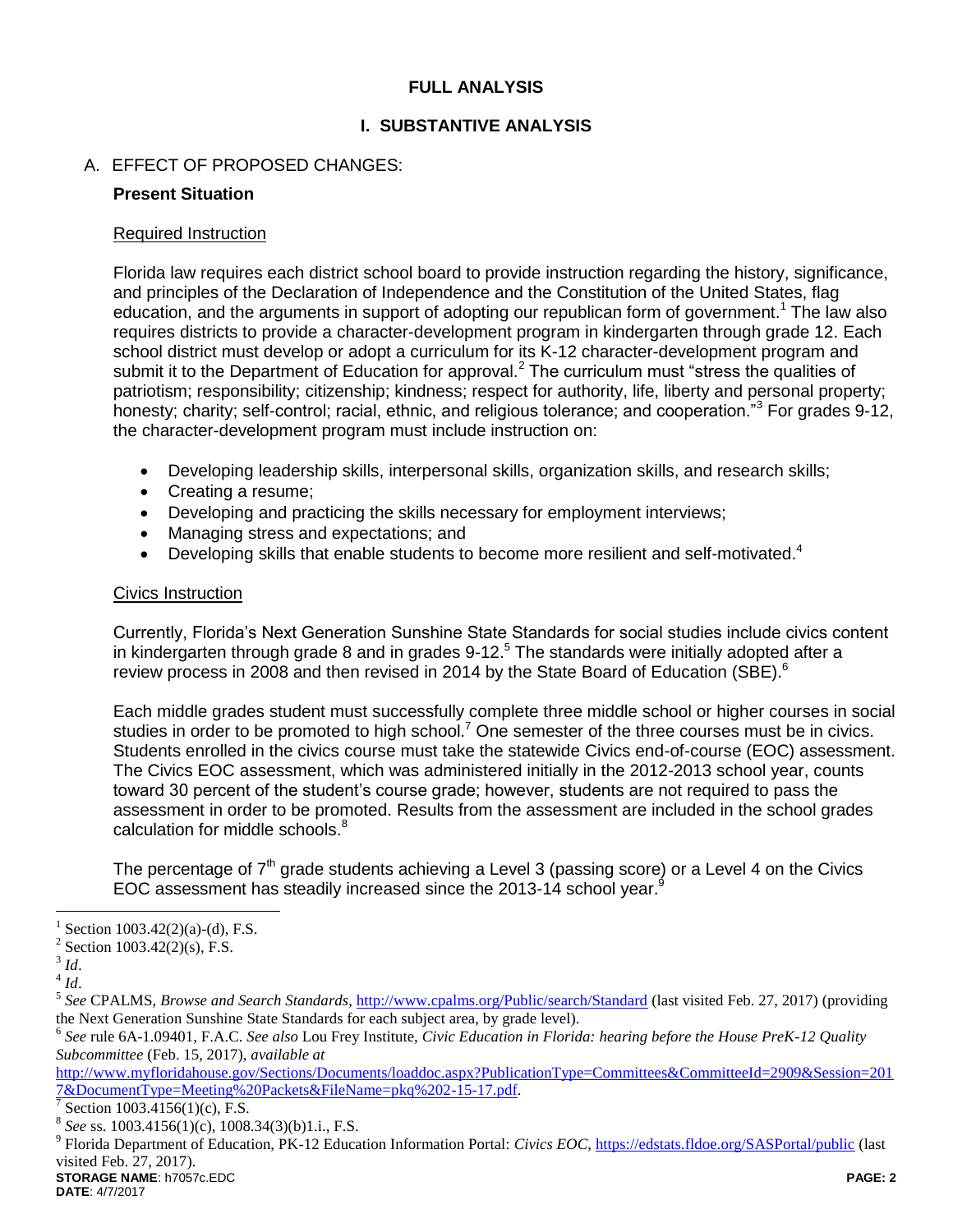# FULL ANALYSIS

## I. SUBSTANTIVE ANALYSIS

A. EFFECT OF PROPOSED CHANGES:

### Present Situation

Required Instruction

Florida law requires each district school board to provide instruction regarding the history, significance, and principles of the Declaration of Independence and the Constitution of the United States, flag education, and the arguments in support of adopting our republican form of government.[1] The law also requires districts to provide a character-development program in kindergarten through grade 12. Each school district must develop or adopt a curriculum for its K-12 character-development program and submit it to the Department of Education for approval.[2] The curriculum must "stress the qualities of patriotism; responsibility; citizenship; kindness; respect for authority, life, liberty and personal property; honesty; charity; self-control; racial, ethnic, and religious tolerance; and cooperation."[3] For grades 9-12, the character-development program must include instruction on:

- Developing leadership skills, interpersonal skills, organization skills, and research skills;
- Creating a resume;
- Developing and practicing the skills necessary for employment interviews;
- Managing stress and expectations; and
- Developing skills that enable students to become more resilient and self-motivated.[4]

Civics Instruction

Currently, Florida's Next Generation Sunshine State Standards for social studies include civics content in kindergarten through grade 8 and in grades 9-12.[5] The standards were initially adopted after a review process in 2008 and then revised in 2014 by the State Board of Education (SBE).[6]

Each middle grades student must successfully complete three middle school or higher courses in social studies in order to be promoted to high school.[7] One semester of the three courses must be in civics. Students enrolled in the civics course must take the statewide Civics end-of-course (EOC) assessment. The Civics EOC assessment, which was administered initially in the 2012-2013 school year, counts toward 30 percent of the student's course grade; however, students are not required to pass the assessment in order to be promoted. Results from the assessment are included in the school grades calculation for middle schools.[8]

The percentage of 7th grade students achieving a Level 3 (passing score) or a Level 4 on the Civics EOC assessment has steadily increased since the 2013-14 school year.[9]

---

[1] Section 1003.42(2)(a)-(d), F.S.

[2] Section 1003.42(2)(s), F.S.

[3] *Id*.

[4] *Id*.

[5] *See* CPALMS, *Browse and Search Standards*, http://www.cpalms.org/Public/search/Standard (last visited Feb. 27, 2017) (providing the Next Generation Sunshine State Standards for each subject area, by grade level).

[6] *See* rule 6A-1.09401, F.A.C. *See also* Lou Frey Institute, *Civic Education in Florida: hearing before the House PreK-12 Quality Subcommittee* (Feb. 15, 2017), *available at* http://www.myfloridahouse.gov/Sections/Documents/loaddoc.aspx?PublicationType=Committees&CommitteeId=2909&Session=2017&DocumentType=Meeting%20Packets&FileName=pkq%202-15-17.pdf.

[7] Section 1003.4156(1)(c), F.S.

[8] *See* ss. 1003.4156(1)(c), 1008.34(3)(b)1.i., F.S.

[9] Florida Department of Education, PK-12 Education Information Portal: *Civics EOC*, https://edstats.fldoe.org/SASPortal/public (last visited Feb. 27, 2017).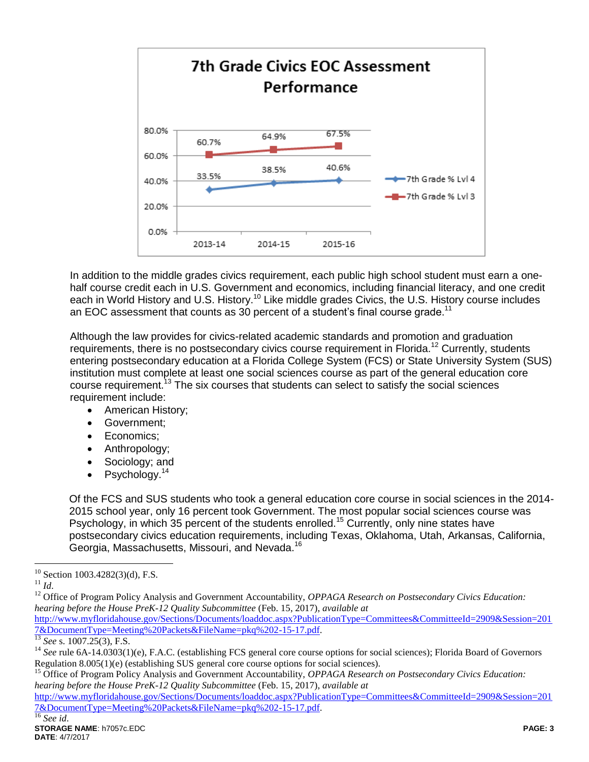**7th Grade Civics EOC Assessment Performance**

| | 2013-14 | 2014-15 | 2015-16 |
|---|---|---|---|
| 7th Grade % Lvl 4 | 33.5% | 38.5% | 40.6% |
| 7th Grade % Lvl 3 | 60.7% | 64.9% | 67.5% |

In addition to the middle grades civics requirement, each public high school student must earn a one-half course credit each in U.S. Government and economics, including financial literacy, and one credit each in World History and U.S. History.[10] Like middle grades Civics, the U.S. History course includes an EOC assessment that counts as 30 percent of a student's final course grade.[11]

Although the law provides for civics-related academic standards and promotion and graduation requirements, there is no postsecondary civics course requirement in Florida.[12] Currently, students entering postsecondary education at a Florida College System (FCS) or State University System (SUS) institution must complete at least one social sciences course as part of the general education core course requirement.[13] The six courses that students can select to satisfy the social sciences requirement include:

- American History;
- Government;
- Economics;
- Anthropology;
- Sociology; and
- Psychology.[14]

Of the FCS and SUS students who took a general education core course in social sciences in the 2014-2015 school year, only 16 percent took Government. The most popular social sciences course was Psychology, in which 35 percent of the students enrolled.[15] Currently, only nine states have postsecondary civics education requirements, including Texas, Oklahoma, Utah, Arkansas, California, Georgia, Massachusetts, Missouri, and Nevada.[16]

---

[10] Section 1003.4282(3)(d), F.S.

[11] *Id.*

[12] Office of Program Policy Analysis and Government Accountability, *OPPAGA Research on Postsecondary Civics Education: hearing before the House PreK-12 Quality Subcommittee* (Feb. 15, 2017), *available at* http://www.myfloridahouse.gov/Sections/Documents/loaddoc.aspx?PublicationType=Committees&CommitteeId=2909&Session=2017&DocumentType=Meeting%20Packets&FileName=pkq%202-15-17.pdf.

[13] *See* s. 1007.25(3), F.S.

[14] *See* rule 6A-14.0303(1)(e), F.A.C. (establishing FCS general core course options for social sciences); Florida Board of Governors Regulation 8.005(1)(e) (establishing SUS general core course options for social sciences).

[15] Office of Program Policy Analysis and Government Accountability, *OPPAGA Research on Postsecondary Civics Education: hearing before the House PreK-12 Quality Subcommittee* (Feb. 15, 2017), *available at* http://www.myfloridahouse.gov/Sections/Documents/loaddoc.aspx?PublicationType=Committees&CommitteeId=2909&Session=2017&DocumentType=Meeting%20Packets&FileName=pkq%202-15-17.pdf.

[16] *See id.*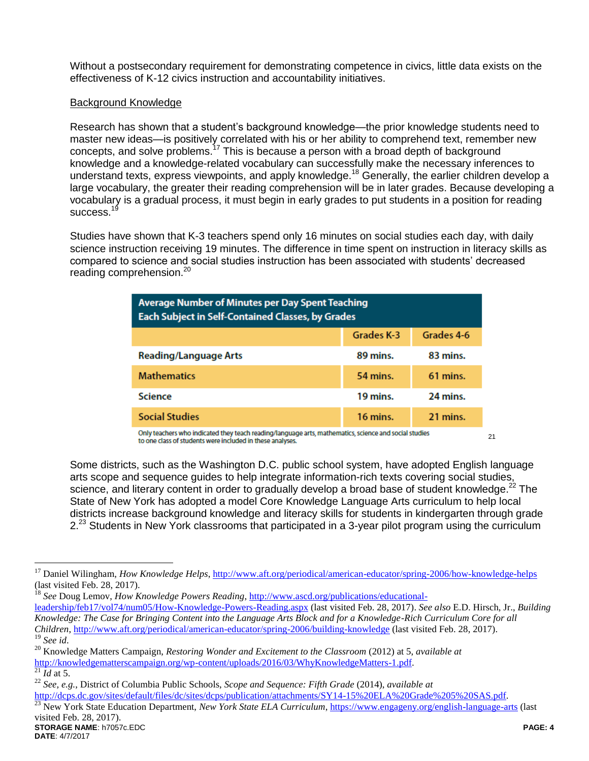Without a postsecondary requirement for demonstrating competence in civics, little data exists on the effectiveness of K-12 civics instruction and accountability initiatives.

Background Knowledge

Research has shown that a student's background knowledge—the prior knowledge students need to master new ideas—is positively correlated with his or her ability to comprehend text, remember new concepts, and solve problems.[17] This is because a person with a broad depth of background knowledge and a knowledge-related vocabulary can successfully make the necessary inferences to understand texts, express viewpoints, and apply knowledge.[18] Generally, the earlier children develop a large vocabulary, the greater their reading comprehension will be in later grades. Because developing a vocabulary is a gradual process, it must begin in early grades to put students in a position for reading success.[19]

Studies have shown that K-3 teachers spend only 16 minutes on social studies each day, with daily science instruction receiving 19 minutes. The difference in time spent on instruction in literacy skills as compared to science and social studies instruction has been associated with students' decreased reading comprehension.[20]

**Average Number of Minutes per Day Spent Teaching Each Subject in Self-Contained Classes, by Grades**

| | Grades K-3 | Grades 4-6 |
|---|---|---|
| Reading/Language Arts | 89 mins. | 83 mins. |
| Mathematics | 54 mins. | 61 mins. |
| Science | 19 mins. | 24 mins. |
| Social Studies | 16 mins. | 21 mins. |

Only teachers who indicated they teach reading/language arts, mathematics, science and social studies to one class of students were included in these analyses. [21]

Some districts, such as the Washington D.C. public school system, have adopted English language arts scope and sequence guides to help integrate information-rich texts covering social studies, science, and literary content in order to gradually develop a broad base of student knowledge.[22] The State of New York has adopted a model Core Knowledge Language Arts curriculum to help local districts increase background knowledge and literacy skills for students in kindergarten through grade 2.[23] Students in New York classrooms that participated in a 3-year pilot program using the curriculum

---

[17] Daniel Wilingham, *How Knowledge Helps*, http://www.aft.org/periodical/american-educator/spring-2006/how-knowledge-helps (last visited Feb. 28, 2017).

[18] *See* Doug Lemov, *How Knowledge Powers Reading*, http://www.ascd.org/publications/educational-leadership/feb17/vol74/num05/How-Knowledge-Powers-Reading.aspx (last visited Feb. 28, 2017). *See also* E.D. Hirsch, Jr., *Building Knowledge: The Case for Bringing Content into the Language Arts Block and for a Knowledge-Rich Curriculum Core for all Children*, http://www.aft.org/periodical/american-educator/spring-2006/building-knowledge (last visited Feb. 28, 2017).

[19] *See id*.

[20] Knowledge Matters Campaign, *Restoring Wonder and Excitement to the Classroom* (2012) at 5, *available at* http://knowledgematterscampaign.org/wp-content/uploads/2016/03/WhyKnowledgeMatters-1.pdf.

[21] *Id* at 5.

[22] *See, e.g.*, District of Columbia Public Schools, *Scope and Sequence: Fifth Grade* (2014), *available at* http://dcps.dc.gov/sites/default/files/dc/sites/dcps/publication/attachments/SY14-15%20ELA%20Grade%205%20SAS.pdf.

[23] New York State Education Department, *New York State ELA Curriculum*, https://www.engageny.org/english-language-arts (last visited Feb. 28, 2017).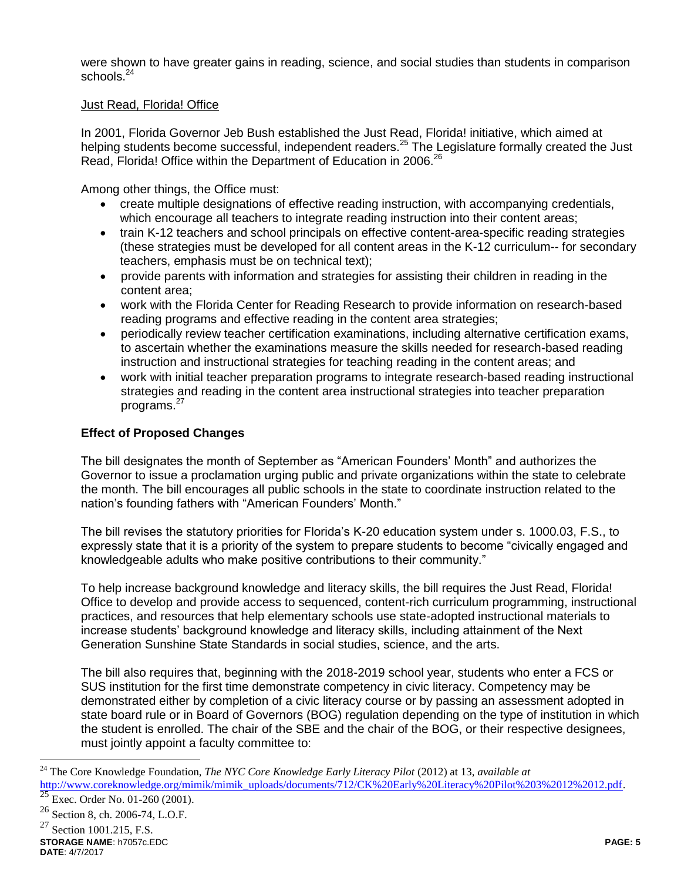were shown to have greater gains in reading, science, and social studies than students in comparison schools.[24]

Just Read, Florida! Office

In 2001, Florida Governor Jeb Bush established the Just Read, Florida! initiative, which aimed at helping students become successful, independent readers.[25] The Legislature formally created the Just Read, Florida! Office within the Department of Education in 2006.[26]

Among other things, the Office must:

- create multiple designations of effective reading instruction, with accompanying credentials, which encourage all teachers to integrate reading instruction into their content areas;
- train K-12 teachers and school principals on effective content-area-specific reading strategies (these strategies must be developed for all content areas in the K-12 curriculum-- for secondary teachers, emphasis must be on technical text);
- provide parents with information and strategies for assisting their children in reading in the content area;
- work with the Florida Center for Reading Research to provide information on research-based reading programs and effective reading in the content area strategies;
- periodically review teacher certification examinations, including alternative certification exams, to ascertain whether the examinations measure the skills needed for research-based reading instruction and instructional strategies for teaching reading in the content areas; and
- work with initial teacher preparation programs to integrate research-based reading instructional strategies and reading in the content area instructional strategies into teacher preparation programs.[27]

**Effect of Proposed Changes**

The bill designates the month of September as "American Founders' Month" and authorizes the Governor to issue a proclamation urging public and private organizations within the state to celebrate the month. The bill encourages all public schools in the state to coordinate instruction related to the nation's founding fathers with "American Founders' Month."

The bill revises the statutory priorities for Florida's K-20 education system under s. 1000.03, F.S., to expressly state that it is a priority of the system to prepare students to become "civically engaged and knowledgeable adults who make positive contributions to their community."

To help increase background knowledge and literacy skills, the bill requires the Just Read, Florida! Office to develop and provide access to sequenced, content-rich curriculum programming, instructional practices, and resources that help elementary schools use state-adopted instructional materials to increase students' background knowledge and literacy skills, including attainment of the Next Generation Sunshine State Standards in social studies, science, and the arts.

The bill also requires that, beginning with the 2018-2019 school year, students who enter a FCS or SUS institution for the first time demonstrate competency in civic literacy. Competency may be demonstrated either by completion of a civic literacy course or by passing an assessment adopted in state board rule or in Board of Governors (BOG) regulation depending on the type of institution in which the student is enrolled. The chair of the SBE and the chair of the BOG, or their respective designees, must jointly appoint a faculty committee to:

---

[24] The Core Knowledge Foundation, *The NYC Core Knowledge Early Literacy Pilot* (2012) at 13, *available at* http://www.coreknowledge.org/mimik/mimik_uploads/documents/712/CK%20Early%20Literacy%20Pilot%203%2012%2012.pdf.

[25] Exec. Order No. 01-260 (2001).

[26] Section 8, ch. 2006-74, L.O.F.

[27] Section 1001.215, F.S.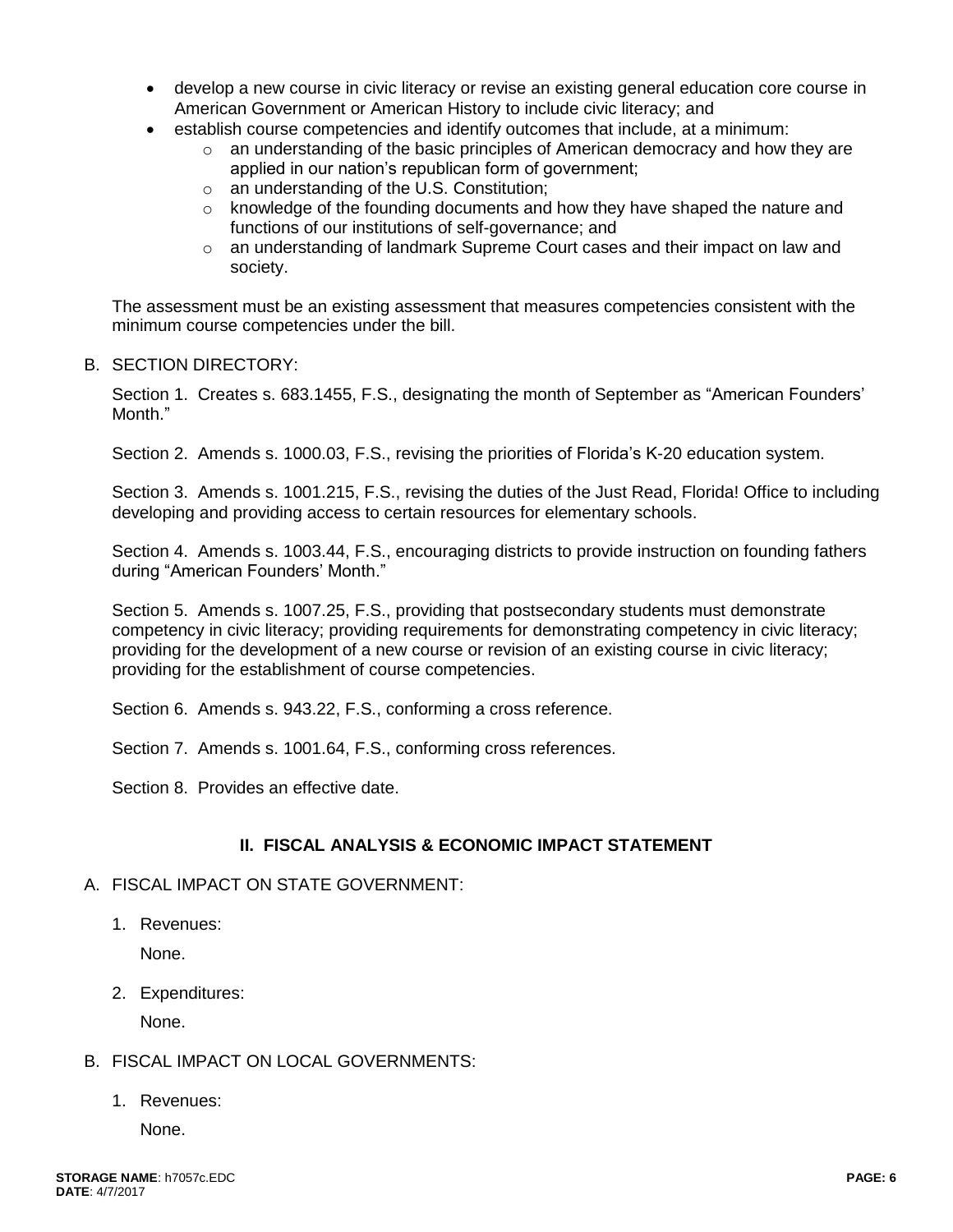- develop a new course in civic literacy or revise an existing general education core course in American Government or American History to include civic literacy; and
- establish course competencies and identify outcomes that include, at a minimum:
  - an understanding of the basic principles of American democracy and how they are applied in our nation's republican form of government;
  - an understanding of the U.S. Constitution;
  - knowledge of the founding documents and how they have shaped the nature and functions of our institutions of self-governance; and
  - an understanding of landmark Supreme Court cases and their impact on law and society.

The assessment must be an existing assessment that measures competencies consistent with the minimum course competencies under the bill.

B. SECTION DIRECTORY:

Section 1. Creates s. 683.1455, F.S., designating the month of September as "American Founders' Month."

Section 2. Amends s. 1000.03, F.S., revising the priorities of Florida's K-20 education system.

Section 3. Amends s. 1001.215, F.S., revising the duties of the Just Read, Florida! Office to including developing and providing access to certain resources for elementary schools.

Section 4. Amends s. 1003.44, F.S., encouraging districts to provide instruction on founding fathers during "American Founders' Month."

Section 5. Amends s. 1007.25, F.S., providing that postsecondary students must demonstrate competency in civic literacy; providing requirements for demonstrating competency in civic literacy; providing for the development of a new course or revision of an existing course in civic literacy; providing for the establishment of course competencies.

Section 6. Amends s. 943.22, F.S., conforming a cross reference.

Section 7. Amends s. 1001.64, F.S., conforming cross references.

Section 8. Provides an effective date.

## II. FISCAL ANALYSIS & ECONOMIC IMPACT STATEMENT

A. FISCAL IMPACT ON STATE GOVERNMENT:

1. Revenues:

   None.

2. Expenditures:

   None.

B. FISCAL IMPACT ON LOCAL GOVERNMENTS:

1. Revenues:

   None.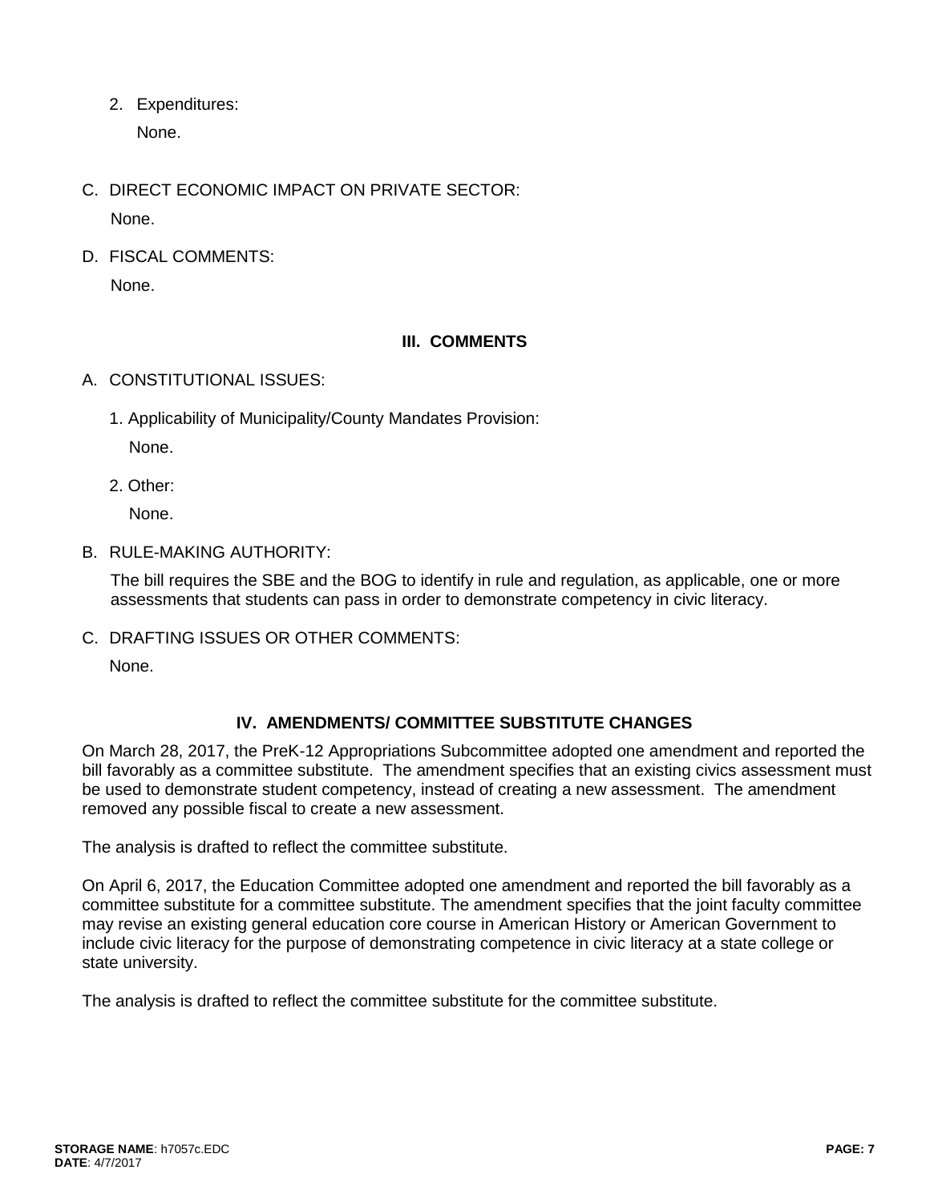2. Expenditures:

   None.

C. DIRECT ECONOMIC IMPACT ON PRIVATE SECTOR:

   None.

D. FISCAL COMMENTS:

   None.

## III. COMMENTS

A. CONSTITUTIONAL ISSUES:

1. Applicability of Municipality/County Mandates Provision:

   None.

2. Other:

   None.

B. RULE-MAKING AUTHORITY:

   The bill requires the SBE and the BOG to identify in rule and regulation, as applicable, one or more assessments that students can pass in order to demonstrate competency in civic literacy.

C. DRAFTING ISSUES OR OTHER COMMENTS:

   None.

## IV. AMENDMENTS/ COMMITTEE SUBSTITUTE CHANGES

On March 28, 2017, the PreK-12 Appropriations Subcommittee adopted one amendment and reported the bill favorably as a committee substitute. The amendment specifies that an existing civics assessment must be used to demonstrate student competency, instead of creating a new assessment. The amendment removed any possible fiscal to create a new assessment.

The analysis is drafted to reflect the committee substitute.

On April 6, 2017, the Education Committee adopted one amendment and reported the bill favorably as a committee substitute for a committee substitute. The amendment specifies that the joint faculty committee may revise an existing general education core course in American History or American Government to include civic literacy for the purpose of demonstrating competence in civic literacy at a state college or state university.

The analysis is drafted to reflect the committee substitute for the committee substitute.